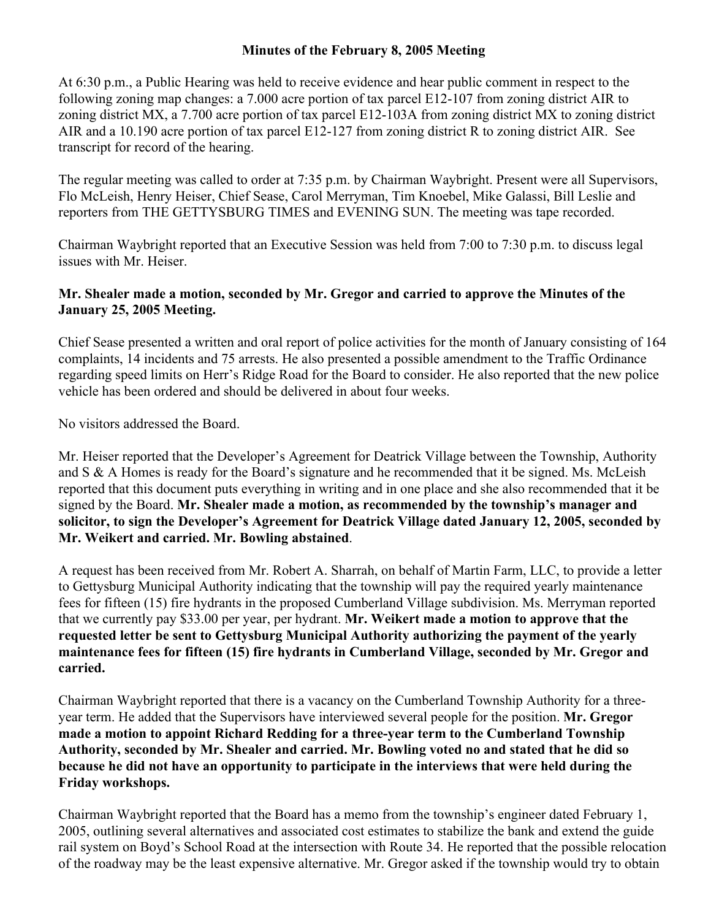# Minutes of the February 8, 2005 Meeting

At 6:30 p.m., a Public Hearing was held to receive evidence and hear public comment in respect to the following zoning map changes: a 7.000 acre portion of tax parcel E12-107 from zoning district AIR to zoning district MX, a 7.700 acre portion of tax parcel E12-103A from zoning district MX to zoning district AIR and a 10.190 acre portion of tax parcel E12-127 from zoning district R to zoning district AIR. See transcript for record of the hearing.

The regular meeting was called to order at 7:35 p.m. by Chairman Waybright. Present were all Supervisors, Flo McLeish, Henry Heiser, Chief Sease, Carol Merryman, Tim Knoebel, Mike Galassi, Bill Leslie and reporters from THE GETTYSBURG TIMES and EVENING SUN. The meeting was tape recorded.

Chairman Waybright reported that an Executive Session was held from 7:00 to 7:30 p.m. to discuss legal issues with Mr. Heiser.

**Mr. Shealer made a motion, seconded by Mr. Gregor and carried to approve the Minutes of the January 25, 2005 Meeting.**

Chief Sease presented a written and oral report of police activities for the month of January consisting of 164 complaints, 14 incidents and 75 arrests. He also presented a possible amendment to the Traffic Ordinance regarding speed limits on Herr's Ridge Road for the Board to consider. He also reported that the new police vehicle has been ordered and should be delivered in about four weeks.

No visitors addressed the Board.

Mr. Heiser reported that the Developer's Agreement for Deatrick Village between the Township, Authority and S & A Homes is ready for the Board's signature and he recommended that it be signed. Ms. McLeish reported that this document puts everything in writing and in one place and she also recommended that it be signed by the Board. **Mr. Shealer made a motion, as recommended by the township's manager and solicitor, to sign the Developer's Agreement for Deatrick Village dated January 12, 2005, seconded by Mr. Weikert and carried. Mr. Bowling abstained**.

A request has been received from Mr. Robert A. Sharrah, on behalf of Martin Farm, LLC, to provide a letter to Gettysburg Municipal Authority indicating that the township will pay the required yearly maintenance fees for fifteen (15) fire hydrants in the proposed Cumberland Village subdivision. Ms. Merryman reported that we currently pay $33.00 per year, per hydrant. **Mr. Weikert made a motion to approve that the requested letter be sent to Gettysburg Municipal Authority authorizing the payment of the yearly maintenance fees for fifteen (15) fire hydrants in Cumberland Village, seconded by Mr. Gregor and carried.**

Chairman Waybright reported that there is a vacancy on the Cumberland Township Authority for a three-year term. He added that the Supervisors have interviewed several people for the position. **Mr. Gregor made a motion to appoint Richard Redding for a three-year term to the Cumberland Township Authority, seconded by Mr. Shealer and carried. Mr. Bowling voted no and stated that he did so because he did not have an opportunity to participate in the interviews that were held during the Friday workshops.**

Chairman Waybright reported that the Board has a memo from the township's engineer dated February 1, 2005, outlining several alternatives and associated cost estimates to stabilize the bank and extend the guide rail system on Boyd's School Road at the intersection with Route 34. He reported that the possible relocation of the roadway may be the least expensive alternative. Mr. Gregor asked if the township would try to obtain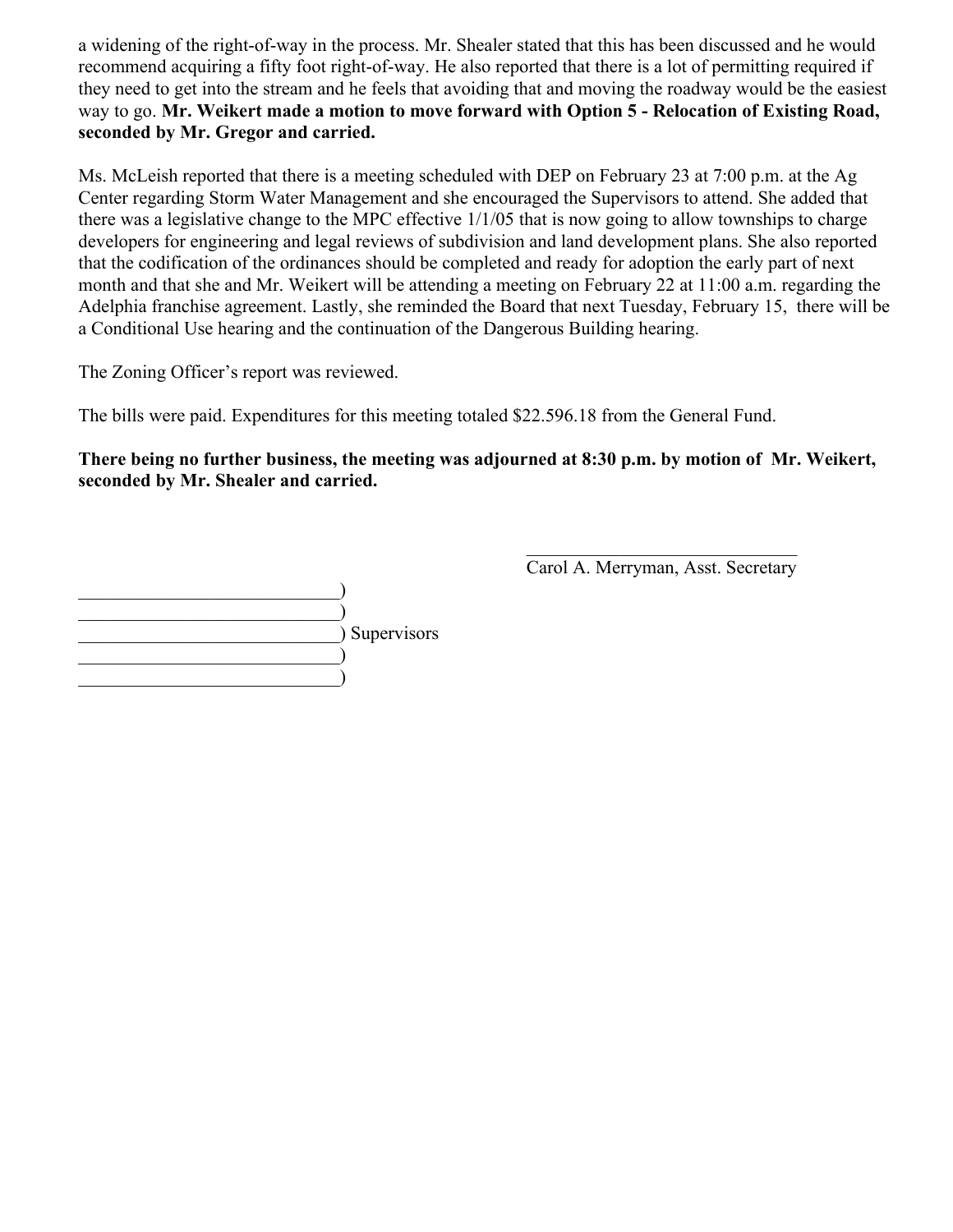a widening of the right-of-way in the process. Mr. Shealer stated that this has been discussed and he would recommend acquiring a fifty foot right-of-way. He also reported that there is a lot of permitting required if they need to get into the stream and he feels that avoiding that and moving the roadway would be the easiest way to go. **Mr. Weikert made a motion to move forward with Option 5 - Relocation of Existing Road, seconded by Mr. Gregor and carried.**

Ms. McLeish reported that there is a meeting scheduled with DEP on February 23 at 7:00 p.m. at the Ag Center regarding Storm Water Management and she encouraged the Supervisors to attend. She added that there was a legislative change to the MPC effective 1/1/05 that is now going to allow townships to charge developers for engineering and legal reviews of subdivision and land development plans. She also reported that the codification of the ordinances should be completed and ready for adoption the early part of next month and that she and Mr. Weikert will be attending a meeting on February 22 at 11:00 a.m. regarding the Adelphia franchise agreement. Lastly, she reminded the Board that next Tuesday, February 15, there will be a Conditional Use hearing and the continuation of the Dangerous Building hearing.

The Zoning Officer's report was reviewed.

The bills were paid. Expenditures for this meeting totaled $22.596.18 from the General Fund.

**There being no further business, the meeting was adjourned at 8:30 p.m. by motion of Mr. Weikert, seconded by Mr. Shealer and carried.**

\_\_\_\_\_\_\_\_\_\_\_\_\_\_\_\_\_\_\_\_\_\_\_\_\_\_\_\_\_\_
Carol A. Merryman, Asst. Secretary

\_\_\_\_\_\_\_\_\_\_\_\_\_\_\_\_\_\_\_\_\_\_\_\_\_\_\_\_\_)
\_\_\_\_\_\_\_\_\_\_\_\_\_\_\_\_\_\_\_\_\_\_\_\_\_\_\_\_\_)
\_\_\_\_\_\_\_\_\_\_\_\_\_\_\_\_\_\_\_\_\_\_\_\_\_\_\_\_\_) Supervisors
\_\_\_\_\_\_\_\_\_\_\_\_\_\_\_\_\_\_\_\_\_\_\_\_\_\_\_\_\_)
\_\_\_\_\_\_\_\_\_\_\_\_\_\_\_\_\_\_\_\_\_\_\_\_\_\_\_\_\_)